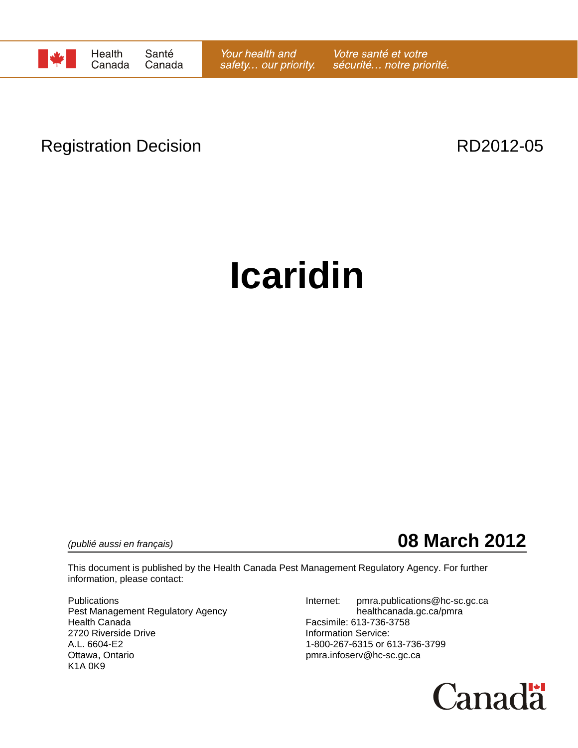Health Canada / Santé Canada

*Your health and safety… our priority.* *Votre santé et votre sécurité… notre priorité.*

Registration Decision RD2012-05

# Icaridin

*(publié aussi en français)*

**08 March 2012**

This document is published by the Health Canada Pest Management Regulatory Agency. For further information, please contact:

Publications
Pest Management Regulatory Agency
Health Canada
2720 Riverside Drive
A.L. 6604-E2
Ottawa, Ontario
K1A 0K9

Internet: pmra.publications@hc-sc.gc.ca
healthcanada.gc.ca/pmra
Facsimile: 613-736-3758
Information Service:
1-800-267-6315 or 613-736-3799
pmra.infoserv@hc-sc.gc.ca

Canada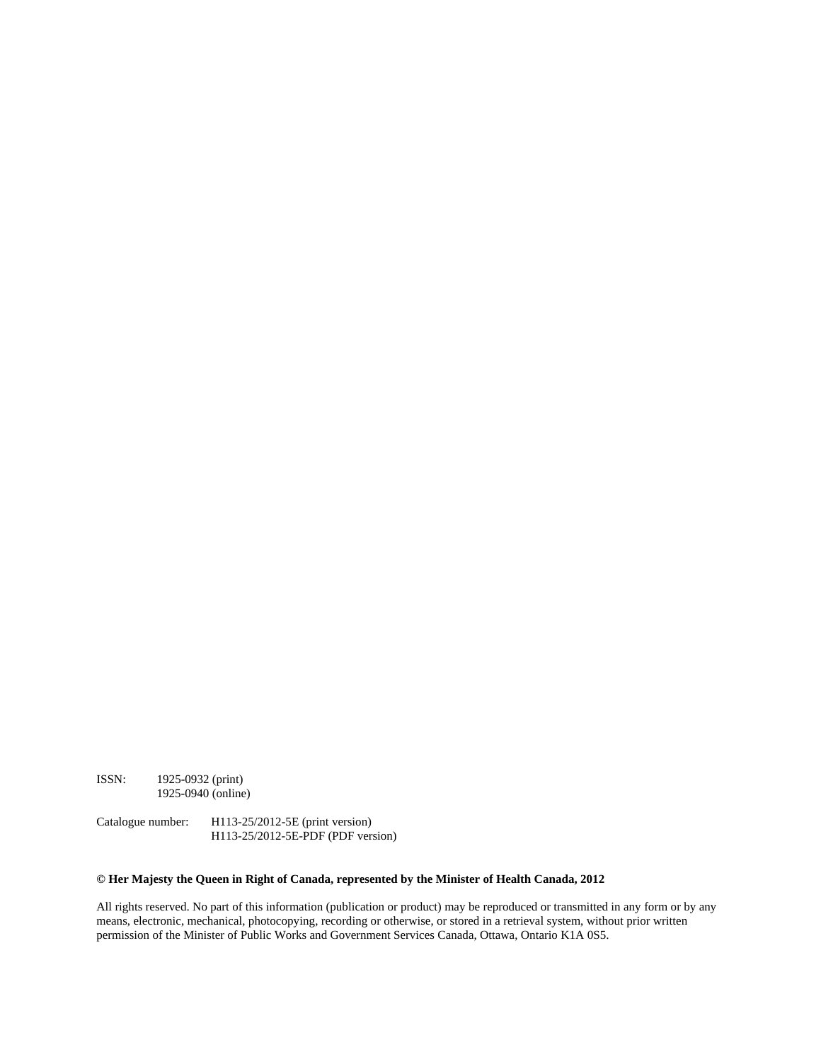ISSN: 1925-0932 (print)
1925-0940 (online)

Catalogue number: H113-25/2012-5E (print version)
H113-25/2012-5E-PDF (PDF version)

**© Her Majesty the Queen in Right of Canada, represented by the Minister of Health Canada, 2012**

All rights reserved. No part of this information (publication or product) may be reproduced or transmitted in any form or by any means, electronic, mechanical, photocopying, recording or otherwise, or stored in a retrieval system, without prior written permission of the Minister of Public Works and Government Services Canada, Ottawa, Ontario K1A 0S5.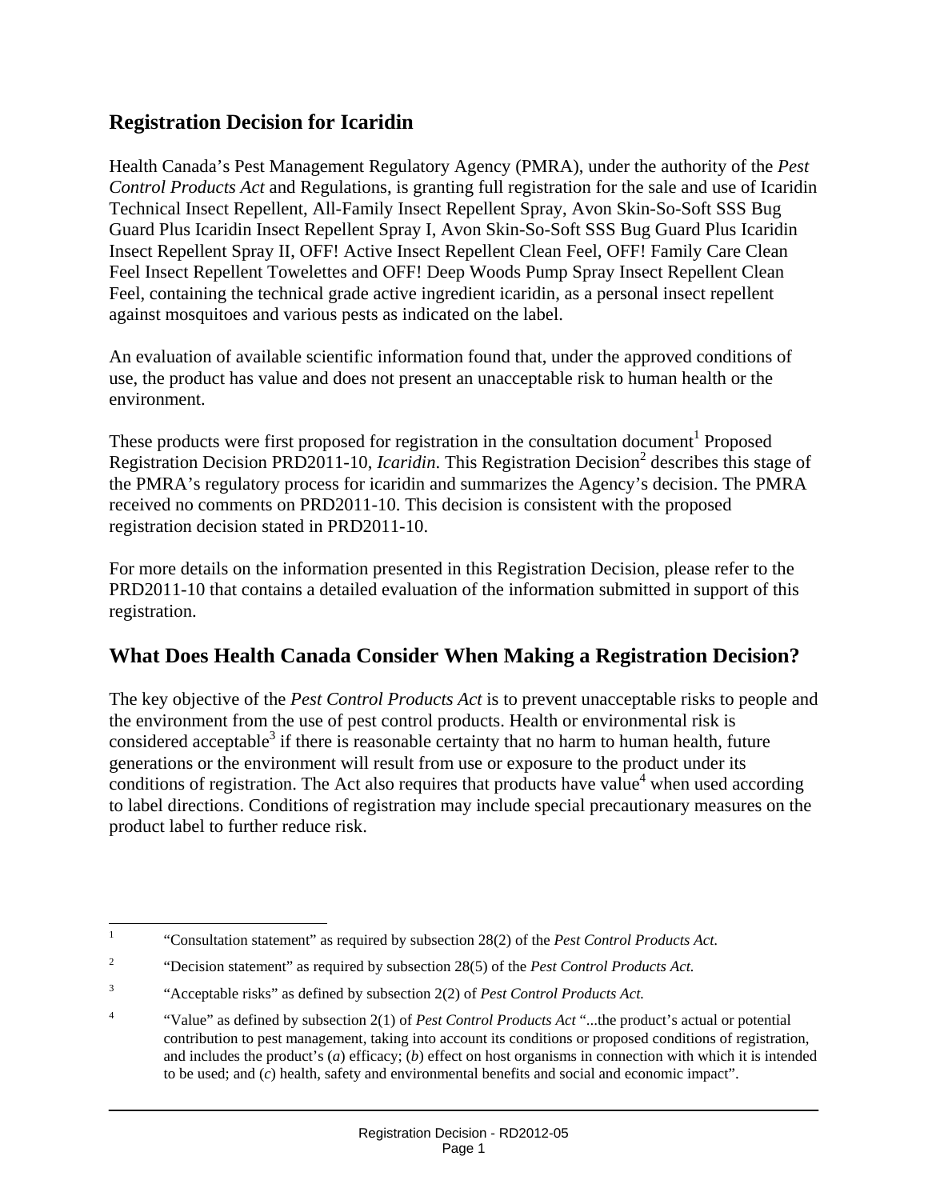## Registration Decision for Icaridin

Health Canada's Pest Management Regulatory Agency (PMRA), under the authority of the *Pest Control Products Act* and Regulations, is granting full registration for the sale and use of Icaridin Technical Insect Repellent, All-Family Insect Repellent Spray, Avon Skin-So-Soft SSS Bug Guard Plus Icaridin Insect Repellent Spray I, Avon Skin-So-Soft SSS Bug Guard Plus Icaridin Insect Repellent Spray II, OFF! Active Insect Repellent Clean Feel, OFF! Family Care Clean Feel Insect Repellent Towelettes and OFF! Deep Woods Pump Spray Insect Repellent Clean Feel, containing the technical grade active ingredient icaridin, as a personal insect repellent against mosquitoes and various pests as indicated on the label.

An evaluation of available scientific information found that, under the approved conditions of use, the product has value and does not present an unacceptable risk to human health or the environment.

These products were first proposed for registration in the consultation document[1] Proposed Registration Decision PRD2011-10, *Icaridin*. This Registration Decision[2] describes this stage of the PMRA's regulatory process for icaridin and summarizes the Agency's decision. The PMRA received no comments on PRD2011-10. This decision is consistent with the proposed registration decision stated in PRD2011-10.

For more details on the information presented in this Registration Decision, please refer to the PRD2011-10 that contains a detailed evaluation of the information submitted in support of this registration.

## What Does Health Canada Consider When Making a Registration Decision?

The key objective of the *Pest Control Products Act* is to prevent unacceptable risks to people and the environment from the use of pest control products. Health or environmental risk is considered acceptable[3] if there is reasonable certainty that no harm to human health, future generations or the environment will result from use or exposure to the product under its conditions of registration. The Act also requires that products have value[4] when used according to label directions. Conditions of registration may include special precautionary measures on the product label to further reduce risk.

---

[1] "Consultation statement" as required by subsection 28(2) of the *Pest Control Products Act.*

[2] "Decision statement" as required by subsection 28(5) of the *Pest Control Products Act.*

[3] "Acceptable risks" as defined by subsection 2(2) of *Pest Control Products Act.*

[4] "Value" as defined by subsection 2(1) of *Pest Control Products Act* "...the product's actual or potential contribution to pest management, taking into account its conditions or proposed conditions of registration, and includes the product's (*a*) efficacy; (*b*) effect on host organisms in connection with which it is intended to be used; and (*c*) health, safety and environmental benefits and social and economic impact".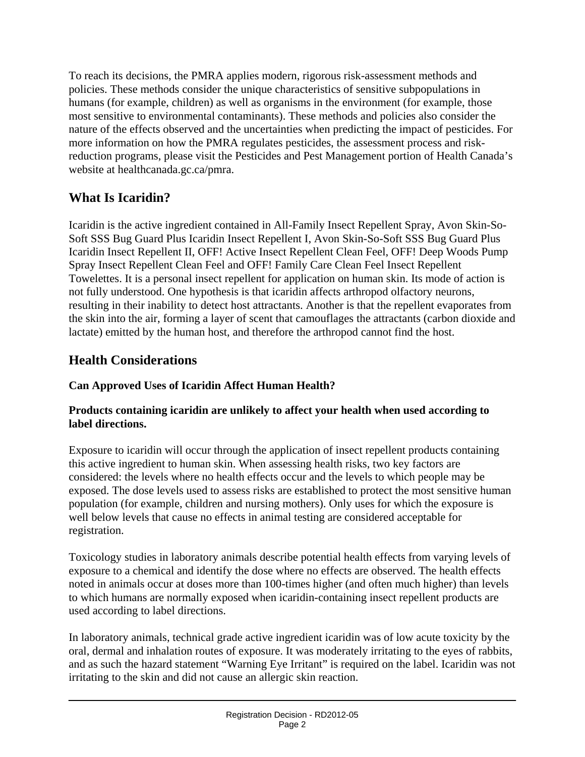To reach its decisions, the PMRA applies modern, rigorous risk-assessment methods and policies. These methods consider the unique characteristics of sensitive subpopulations in humans (for example, children) as well as organisms in the environment (for example, those most sensitive to environmental contaminants). These methods and policies also consider the nature of the effects observed and the uncertainties when predicting the impact of pesticides. For more information on how the PMRA regulates pesticides, the assessment process and risk-reduction programs, please visit the Pesticides and Pest Management portion of Health Canada's website at healthcanada.gc.ca/pmra.

## What Is Icaridin?

Icaridin is the active ingredient contained in All-Family Insect Repellent Spray, Avon Skin-So-Soft SSS Bug Guard Plus Icaridin Insect Repellent I, Avon Skin-So-Soft SSS Bug Guard Plus Icaridin Insect Repellent II, OFF! Active Insect Repellent Clean Feel, OFF! Deep Woods Pump Spray Insect Repellent Clean Feel and OFF! Family Care Clean Feel Insect Repellent Towelettes. It is a personal insect repellent for application on human skin. Its mode of action is not fully understood. One hypothesis is that icaridin affects arthropod olfactory neurons, resulting in their inability to detect host attractants. Another is that the repellent evaporates from the skin into the air, forming a layer of scent that camouflages the attractants (carbon dioxide and lactate) emitted by the human host, and therefore the arthropod cannot find the host.

## Health Considerations

### Can Approved Uses of Icaridin Affect Human Health?

**Products containing icaridin are unlikely to affect your health when used according to label directions.**

Exposure to icaridin will occur through the application of insect repellent products containing this active ingredient to human skin. When assessing health risks, two key factors are considered: the levels where no health effects occur and the levels to which people may be exposed. The dose levels used to assess risks are established to protect the most sensitive human population (for example, children and nursing mothers). Only uses for which the exposure is well below levels that cause no effects in animal testing are considered acceptable for registration.

Toxicology studies in laboratory animals describe potential health effects from varying levels of exposure to a chemical and identify the dose where no effects are observed. The health effects noted in animals occur at doses more than 100-times higher (and often much higher) than levels to which humans are normally exposed when icaridin-containing insect repellent products are used according to label directions.

In laboratory animals, technical grade active ingredient icaridin was of low acute toxicity by the oral, dermal and inhalation routes of exposure. It was moderately irritating to the eyes of rabbits, and as such the hazard statement "Warning Eye Irritant" is required on the label. Icaridin was not irritating to the skin and did not cause an allergic skin reaction.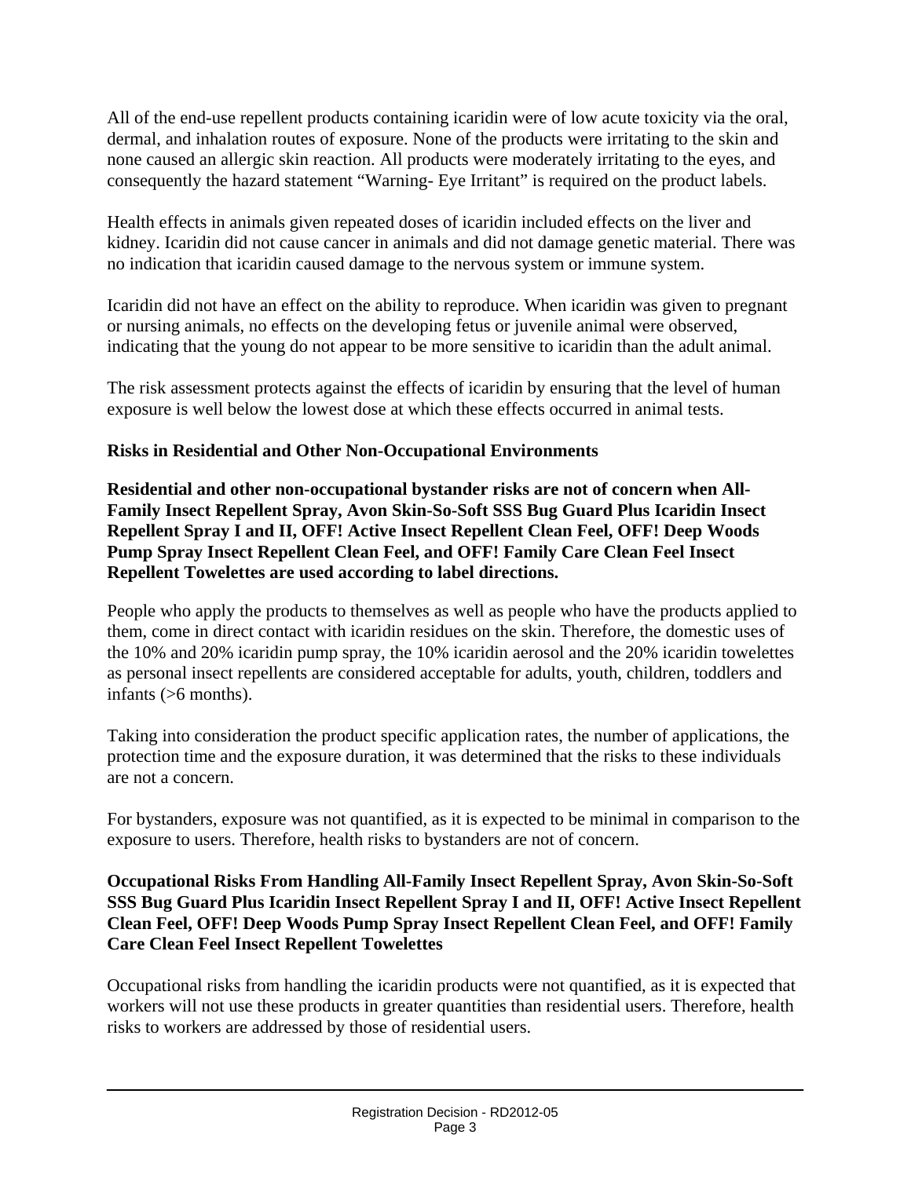All of the end-use repellent products containing icaridin were of low acute toxicity via the oral, dermal, and inhalation routes of exposure. None of the products were irritating to the skin and none caused an allergic skin reaction. All products were moderately irritating to the eyes, and consequently the hazard statement "Warning- Eye Irritant" is required on the product labels.

Health effects in animals given repeated doses of icaridin included effects on the liver and kidney. Icaridin did not cause cancer in animals and did not damage genetic material. There was no indication that icaridin caused damage to the nervous system or immune system.

Icaridin did not have an effect on the ability to reproduce. When icaridin was given to pregnant or nursing animals, no effects on the developing fetus or juvenile animal were observed, indicating that the young do not appear to be more sensitive to icaridin than the adult animal.

The risk assessment protects against the effects of icaridin by ensuring that the level of human exposure is well below the lowest dose at which these effects occurred in animal tests.

### Risks in Residential and Other Non-Occupational Environments

**Residential and other non-occupational bystander risks are not of concern when All-Family Insect Repellent Spray, Avon Skin-So-Soft SSS Bug Guard Plus Icaridin Insect Repellent Spray I and II, OFF! Active Insect Repellent Clean Feel, OFF! Deep Woods Pump Spray Insect Repellent Clean Feel, and OFF! Family Care Clean Feel Insect Repellent Towelettes are used according to label directions.**

People who apply the products to themselves as well as people who have the products applied to them, come in direct contact with icaridin residues on the skin. Therefore, the domestic uses of the 10% and 20% icaridin pump spray, the 10% icaridin aerosol and the 20% icaridin towelettes as personal insect repellents are considered acceptable for adults, youth, children, toddlers and infants (>6 months).

Taking into consideration the product specific application rates, the number of applications, the protection time and the exposure duration, it was determined that the risks to these individuals are not a concern.

For bystanders, exposure was not quantified, as it is expected to be minimal in comparison to the exposure to users. Therefore, health risks to bystanders are not of concern.

### Occupational Risks From Handling All-Family Insect Repellent Spray, Avon Skin-So-Soft SSS Bug Guard Plus Icaridin Insect Repellent Spray I and II, OFF! Active Insect Repellent Clean Feel, OFF! Deep Woods Pump Spray Insect Repellent Clean Feel, and OFF! Family Care Clean Feel Insect Repellent Towelettes

Occupational risks from handling the icaridin products were not quantified, as it is expected that workers will not use these products in greater quantities than residential users. Therefore, health risks to workers are addressed by those of residential users.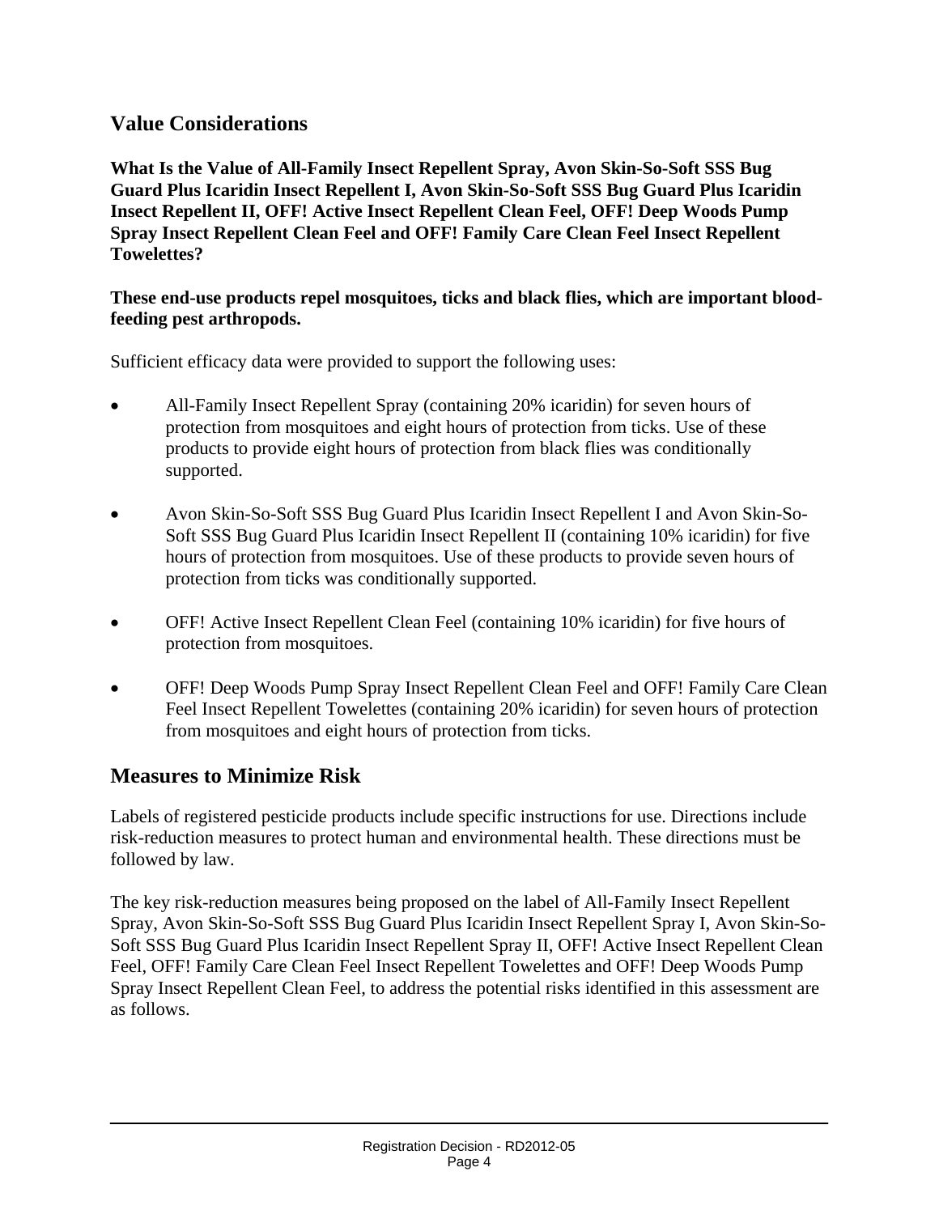## Value Considerations

**What Is the Value of All-Family Insect Repellent Spray, Avon Skin-So-Soft SSS Bug Guard Plus Icaridin Insect Repellent I, Avon Skin-So-Soft SSS Bug Guard Plus Icaridin Insect Repellent II, OFF! Active Insect Repellent Clean Feel, OFF! Deep Woods Pump Spray Insect Repellent Clean Feel and OFF! Family Care Clean Feel Insect Repellent Towelettes?**

**These end-use products repel mosquitoes, ticks and black flies, which are important blood-feeding pest arthropods.**

Sufficient efficacy data were provided to support the following uses:

- All-Family Insect Repellent Spray (containing 20% icaridin) for seven hours of protection from mosquitoes and eight hours of protection from ticks. Use of these products to provide eight hours of protection from black flies was conditionally supported.

- Avon Skin-So-Soft SSS Bug Guard Plus Icaridin Insect Repellent I and Avon Skin-So-Soft SSS Bug Guard Plus Icaridin Insect Repellent II (containing 10% icaridin) for five hours of protection from mosquitoes. Use of these products to provide seven hours of protection from ticks was conditionally supported.

- OFF! Active Insect Repellent Clean Feel (containing 10% icaridin) for five hours of protection from mosquitoes.

- OFF! Deep Woods Pump Spray Insect Repellent Clean Feel and OFF! Family Care Clean Feel Insect Repellent Towelettes (containing 20% icaridin) for seven hours of protection from mosquitoes and eight hours of protection from ticks.

## Measures to Minimize Risk

Labels of registered pesticide products include specific instructions for use. Directions include risk-reduction measures to protect human and environmental health. These directions must be followed by law.

The key risk-reduction measures being proposed on the label of All-Family Insect Repellent Spray, Avon Skin-So-Soft SSS Bug Guard Plus Icaridin Insect Repellent Spray I, Avon Skin-So-Soft SSS Bug Guard Plus Icaridin Insect Repellent Spray II, OFF! Active Insect Repellent Clean Feel, OFF! Family Care Clean Feel Insect Repellent Towelettes and OFF! Deep Woods Pump Spray Insect Repellent Clean Feel, to address the potential risks identified in this assessment are as follows.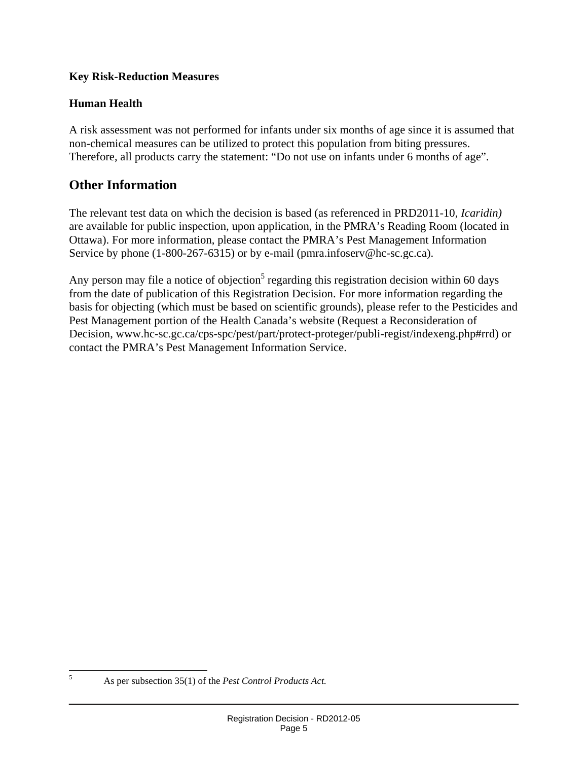**Key Risk-Reduction Measures**

**Human Health**

A risk assessment was not performed for infants under six months of age since it is assumed that non-chemical measures can be utilized to protect this population from biting pressures. Therefore, all products carry the statement: "Do not use on infants under 6 months of age".

## Other Information

The relevant test data on which the decision is based (as referenced in PRD2011-10, *Icaridin)* are available for public inspection, upon application, in the PMRA's Reading Room (located in Ottawa). For more information, please contact the PMRA's Pest Management Information Service by phone (1-800-267-6315) or by e-mail (pmra.infoserv@hc-sc.gc.ca).

Any person may file a notice of objection[5] regarding this registration decision within 60 days from the date of publication of this Registration Decision. For more information regarding the basis for objecting (which must be based on scientific grounds), please refer to the Pesticides and Pest Management portion of the Health Canada's website (Request a Reconsideration of Decision, www.hc-sc.gc.ca/cps-spc/pest/part/protect-proteger/publi-regist/indexeng.php#rrd) or contact the PMRA's Pest Management Information Service.

---

[5] As per subsection 35(1) of the *Pest Control Products Act.*